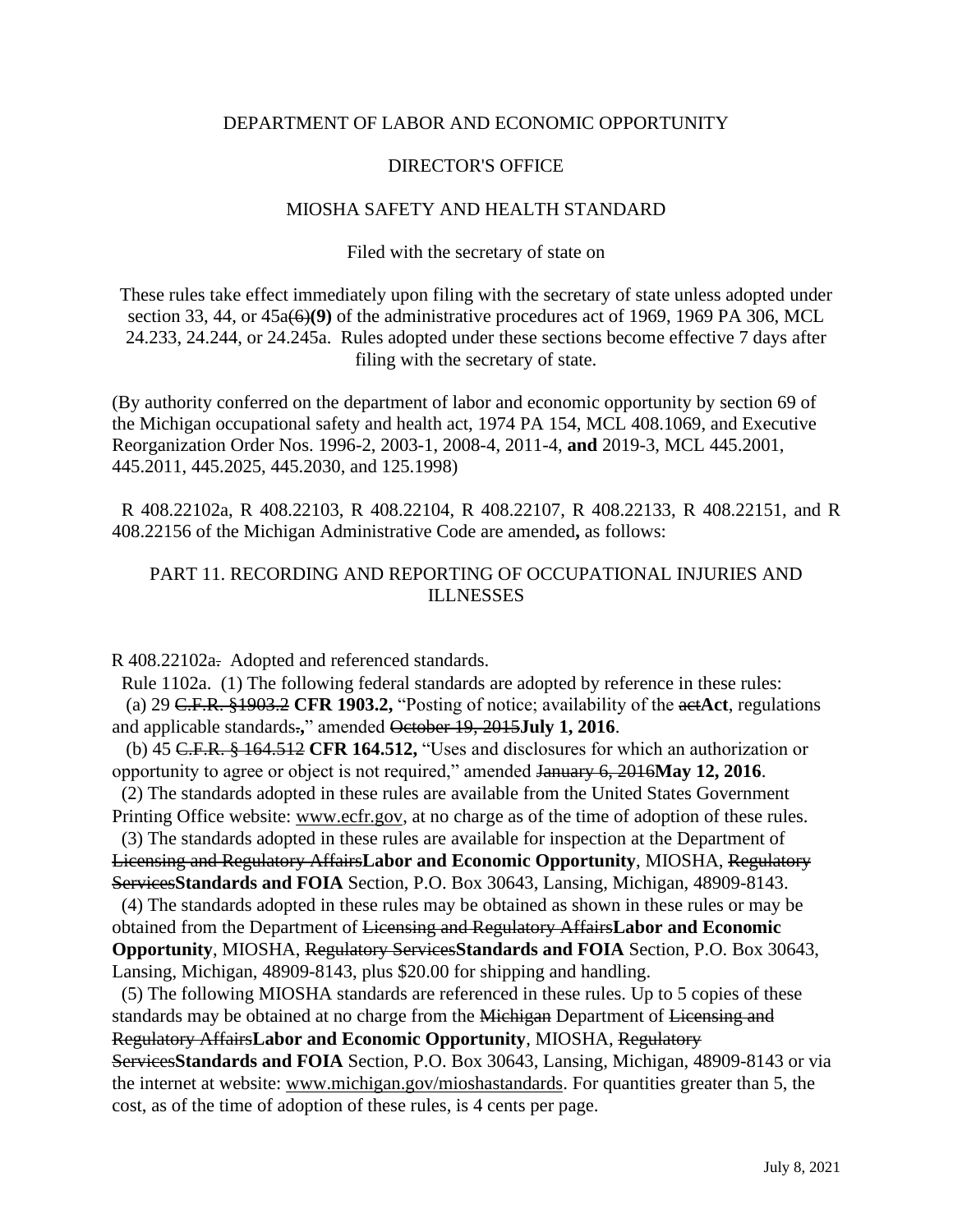DEPARTMENT OF LABOR AND ECONOMIC OPPORTUNITY

DIRECTOR'S OFFICE

MIOSHA SAFETY AND HEALTH STANDARD

Filed with the secretary of state on

These rules take effect immediately upon filing with the secretary of state unless adopted under section 33, 44, or 45a~~(6)~~**(9)** of the administrative procedures act of 1969, 1969 PA 306, MCL 24.233, 24.244, or 24.245a. Rules adopted under these sections become effective 7 days after filing with the secretary of state.

(By authority conferred on the department of labor and economic opportunity by section 69 of the Michigan occupational safety and health act, 1974 PA 154, MCL 408.1069, and Executive Reorganization Order Nos. 1996-2, 2003-1, 2008-4, 2011-4, **and** 2019-3, MCL 445.2001, 445.2011, 445.2025, 445.2030, and 125.1998)

R 408.22102a, R 408.22103, R 408.22104, R 408.22107, R 408.22133, R 408.22151, and R 408.22156 of the Michigan Administrative Code are amended**,** as follows:

PART 11. RECORDING AND REPORTING OF OCCUPATIONAL INJURIES AND ILLNESSES

R 408.22102a~~.~~ Adopted and referenced standards.

Rule 1102a. (1) The following federal standards are adopted by reference in these rules:

(a) 29 ~~C.F.R. §1903.2~~ **CFR 1903.2,** "Posting of notice; availability of the ~~act~~**Act**, regulations and applicable standards~~.~~**,**" amended ~~October 19, 2015~~**July 1, 2016**.

(b) 45 ~~C.F.R. § 164.512~~ **CFR 164.512,** "Uses and disclosures for which an authorization or opportunity to agree or object is not required," amended ~~January 6, 2016~~**May 12, 2016**.

(2) The standards adopted in these rules are available from the United States Government Printing Office website: www.ecfr.gov, at no charge as of the time of adoption of these rules.

(3) The standards adopted in these rules are available for inspection at the Department of ~~Licensing and Regulatory Affairs~~**Labor and Economic Opportunity**, MIOSHA, ~~Regulatory Services~~**Standards and FOIA** Section, P.O. Box 30643, Lansing, Michigan, 48909-8143.

(4) The standards adopted in these rules may be obtained as shown in these rules or may be obtained from the Department of ~~Licensing and Regulatory Affairs~~**Labor and Economic Opportunity**, MIOSHA, ~~Regulatory Services~~**Standards and FOIA** Section, P.O. Box 30643, Lansing, Michigan, 48909-8143, plus $20.00 for shipping and handling.

(5) The following MIOSHA standards are referenced in these rules. Up to 5 copies of these standards may be obtained at no charge from the ~~Michigan~~ Department of ~~Licensing and Regulatory Affairs~~**Labor and Economic Opportunity**, MIOSHA, ~~Regulatory Services~~**Standards and FOIA** Section, P.O. Box 30643, Lansing, Michigan, 48909-8143 or via the internet at website: www.michigan.gov/mioshastandards. For quantities greater than 5, the cost, as of the time of adoption of these rules, is 4 cents per page.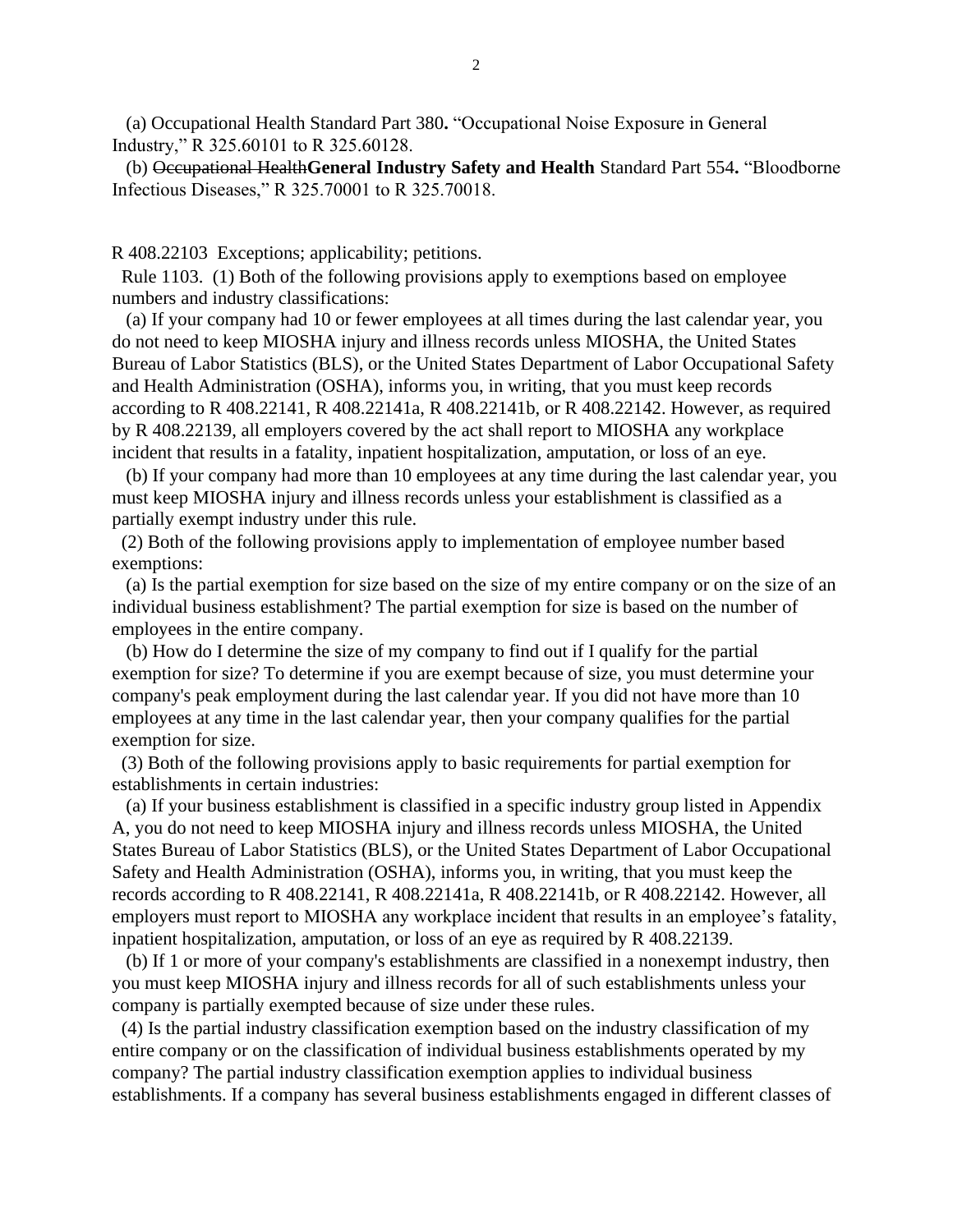(a) Occupational Health Standard Part 380**.** "Occupational Noise Exposure in General Industry," R 325.60101 to R 325.60128.

(b) ~~Occupational Health~~**General Industry Safety and Health** Standard Part 554**.** "Bloodborne Infectious Diseases," R 325.70001 to R 325.70018.

R 408.22103 Exceptions; applicability; petitions.

Rule 1103. (1) Both of the following provisions apply to exemptions based on employee numbers and industry classifications:

(a) If your company had 10 or fewer employees at all times during the last calendar year, you do not need to keep MIOSHA injury and illness records unless MIOSHA, the United States Bureau of Labor Statistics (BLS), or the United States Department of Labor Occupational Safety and Health Administration (OSHA), informs you, in writing, that you must keep records according to R 408.22141, R 408.22141a, R 408.22141b, or R 408.22142. However, as required by R 408.22139, all employers covered by the act shall report to MIOSHA any workplace incident that results in a fatality, inpatient hospitalization, amputation, or loss of an eye.

(b) If your company had more than 10 employees at any time during the last calendar year, you must keep MIOSHA injury and illness records unless your establishment is classified as a partially exempt industry under this rule.

(2) Both of the following provisions apply to implementation of employee number based exemptions:

(a) Is the partial exemption for size based on the size of my entire company or on the size of an individual business establishment? The partial exemption for size is based on the number of employees in the entire company.

(b) How do I determine the size of my company to find out if I qualify for the partial exemption for size? To determine if you are exempt because of size, you must determine your company's peak employment during the last calendar year. If you did not have more than 10 employees at any time in the last calendar year, then your company qualifies for the partial exemption for size.

(3) Both of the following provisions apply to basic requirements for partial exemption for establishments in certain industries:

(a) If your business establishment is classified in a specific industry group listed in Appendix A, you do not need to keep MIOSHA injury and illness records unless MIOSHA, the United States Bureau of Labor Statistics (BLS), or the United States Department of Labor Occupational Safety and Health Administration (OSHA), informs you, in writing, that you must keep the records according to R 408.22141, R 408.22141a, R 408.22141b, or R 408.22142. However, all employers must report to MIOSHA any workplace incident that results in an employee's fatality, inpatient hospitalization, amputation, or loss of an eye as required by R 408.22139.

(b) If 1 or more of your company's establishments are classified in a nonexempt industry, then you must keep MIOSHA injury and illness records for all of such establishments unless your company is partially exempted because of size under these rules.

(4) Is the partial industry classification exemption based on the industry classification of my entire company or on the classification of individual business establishments operated by my company? The partial industry classification exemption applies to individual business establishments. If a company has several business establishments engaged in different classes of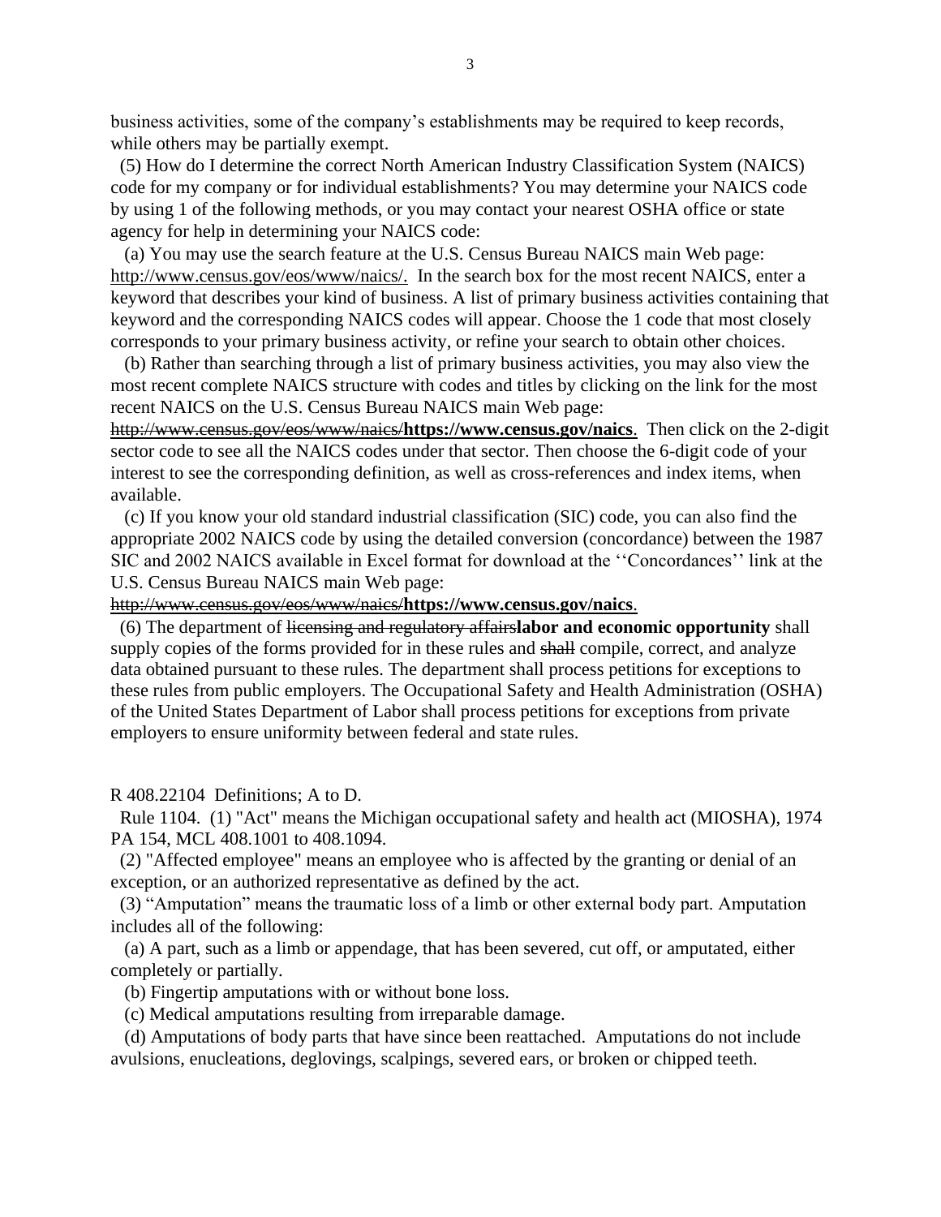business activities, some of the company's establishments may be required to keep records, while others may be partially exempt.

(5) How do I determine the correct North American Industry Classification System (NAICS) code for my company or for individual establishments? You may determine your NAICS code by using 1 of the following methods, or you may contact your nearest OSHA office or state agency for help in determining your NAICS code:

(a) You may use the search feature at the U.S. Census Bureau NAICS main Web page: http://www.census.gov/eos/www/naics/. In the search box for the most recent NAICS, enter a keyword that describes your kind of business. A list of primary business activities containing that keyword and the corresponding NAICS codes will appear. Choose the 1 code that most closely corresponds to your primary business activity, or refine your search to obtain other choices.

(b) Rather than searching through a list of primary business activities, you may also view the most recent complete NAICS structure with codes and titles by clicking on the link for the most recent NAICS on the U.S. Census Bureau NAICS main Web page: ~~http://www.census.gov/eos/www/naics/~~**https://www.census.gov/naics**. Then click on the 2-digit sector code to see all the NAICS codes under that sector. Then choose the 6-digit code of your interest to see the corresponding definition, as well as cross-references and index items, when available.

(c) If you know your old standard industrial classification (SIC) code, you can also find the appropriate 2002 NAICS code by using the detailed conversion (concordance) between the 1987 SIC and 2002 NAICS available in Excel format for download at the ''Concordances'' link at the U.S. Census Bureau NAICS main Web page: ~~http://www.census.gov/eos/www/naics/~~**https://www.census.gov/naics**.

(6) The department of ~~licensing and regulatory affairs~~**labor and economic opportunity** shall supply copies of the forms provided for in these rules and ~~shall~~ compile, correct, and analyze data obtained pursuant to these rules. The department shall process petitions for exceptions to these rules from public employers. The Occupational Safety and Health Administration (OSHA) of the United States Department of Labor shall process petitions for exceptions from private employers to ensure uniformity between federal and state rules.

R 408.22104 Definitions; A to D.

Rule 1104. (1) "Act" means the Michigan occupational safety and health act (MIOSHA), 1974 PA 154, MCL 408.1001 to 408.1094.

(2) "Affected employee" means an employee who is affected by the granting or denial of an exception, or an authorized representative as defined by the act.

(3) "Amputation" means the traumatic loss of a limb or other external body part. Amputation includes all of the following:

(a) A part, such as a limb or appendage, that has been severed, cut off, or amputated, either completely or partially.

(b) Fingertip amputations with or without bone loss.

(c) Medical amputations resulting from irreparable damage.

(d) Amputations of body parts that have since been reattached. Amputations do not include avulsions, enucleations, deglovings, scalpings, severed ears, or broken or chipped teeth.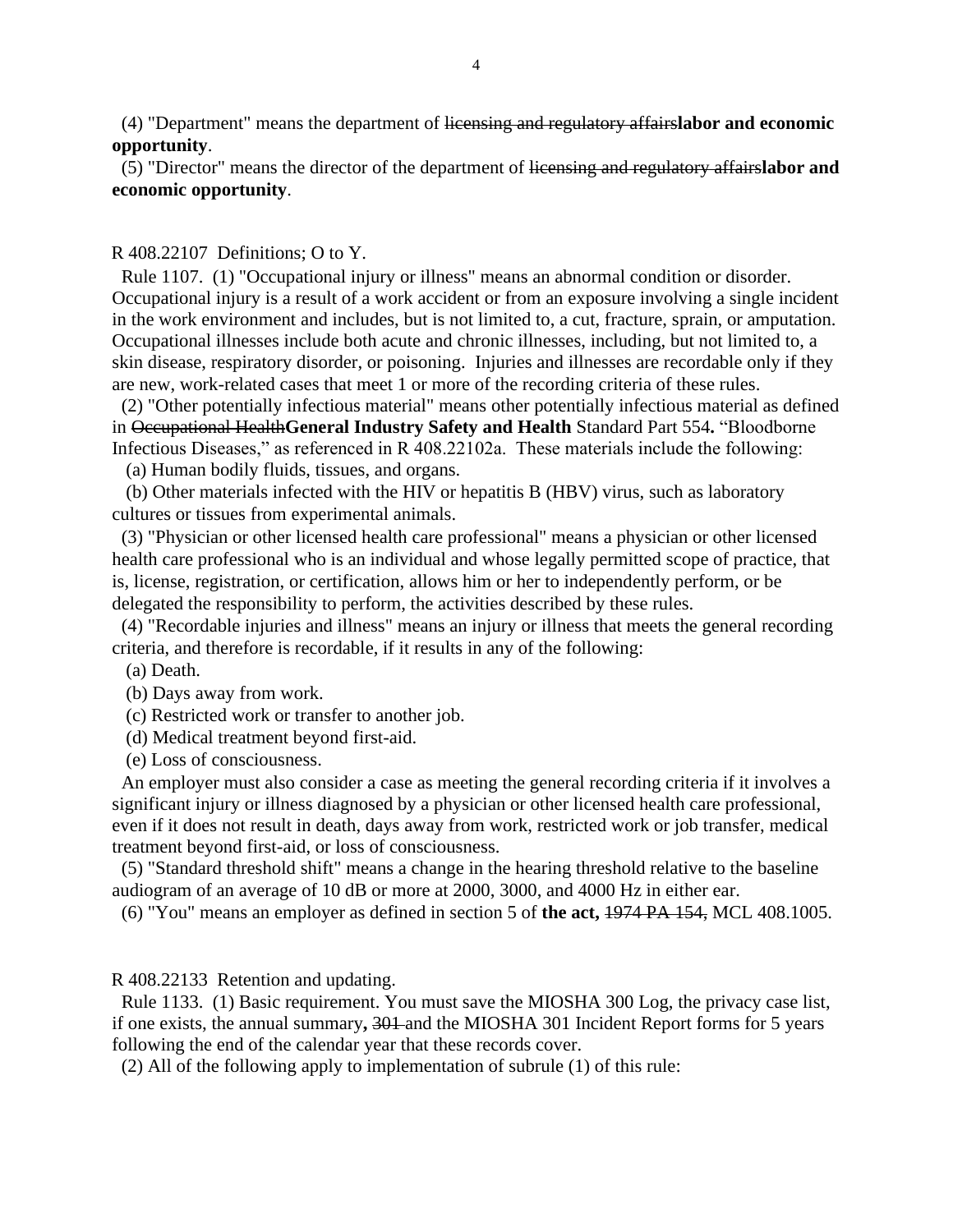(4) "Department" means the department of ~~licensing and regulatory affairs~~**labor and economic opportunity**.

(5) "Director" means the director of the department of ~~licensing and regulatory affairs~~**labor and economic opportunity**.

R 408.22107 Definitions; O to Y.

Rule 1107. (1) "Occupational injury or illness" means an abnormal condition or disorder. Occupational injury is a result of a work accident or from an exposure involving a single incident in the work environment and includes, but is not limited to, a cut, fracture, sprain, or amputation. Occupational illnesses include both acute and chronic illnesses, including, but not limited to, a skin disease, respiratory disorder, or poisoning. Injuries and illnesses are recordable only if they are new, work-related cases that meet 1 or more of the recording criteria of these rules.

(2) "Other potentially infectious material" means other potentially infectious material as defined in ~~Occupational Health~~**General Industry Safety and Health** Standard Part 554**.** "Bloodborne Infectious Diseases," as referenced in R 408.22102a. These materials include the following:

(a) Human bodily fluids, tissues, and organs.

(b) Other materials infected with the HIV or hepatitis B (HBV) virus, such as laboratory cultures or tissues from experimental animals.

(3) "Physician or other licensed health care professional" means a physician or other licensed health care professional who is an individual and whose legally permitted scope of practice, that is, license, registration, or certification, allows him or her to independently perform, or be delegated the responsibility to perform, the activities described by these rules.

(4) "Recordable injuries and illness" means an injury or illness that meets the general recording criteria, and therefore is recordable, if it results in any of the following:

(a) Death.

(b) Days away from work.

(c) Restricted work or transfer to another job.

(d) Medical treatment beyond first-aid.

(e) Loss of consciousness.

An employer must also consider a case as meeting the general recording criteria if it involves a significant injury or illness diagnosed by a physician or other licensed health care professional, even if it does not result in death, days away from work, restricted work or job transfer, medical treatment beyond first-aid, or loss of consciousness.

(5) "Standard threshold shift" means a change in the hearing threshold relative to the baseline audiogram of an average of 10 dB or more at 2000, 3000, and 4000 Hz in either ear.

(6) "You" means an employer as defined in section 5 of **the act,** ~~1974 PA 154,~~ MCL 408.1005.

R 408.22133 Retention and updating.

Rule 1133. (1) Basic requirement. You must save the MIOSHA 300 Log, the privacy case list, if one exists, the annual summary**,** ~~301~~ and the MIOSHA 301 Incident Report forms for 5 years following the end of the calendar year that these records cover.

(2) All of the following apply to implementation of subrule (1) of this rule: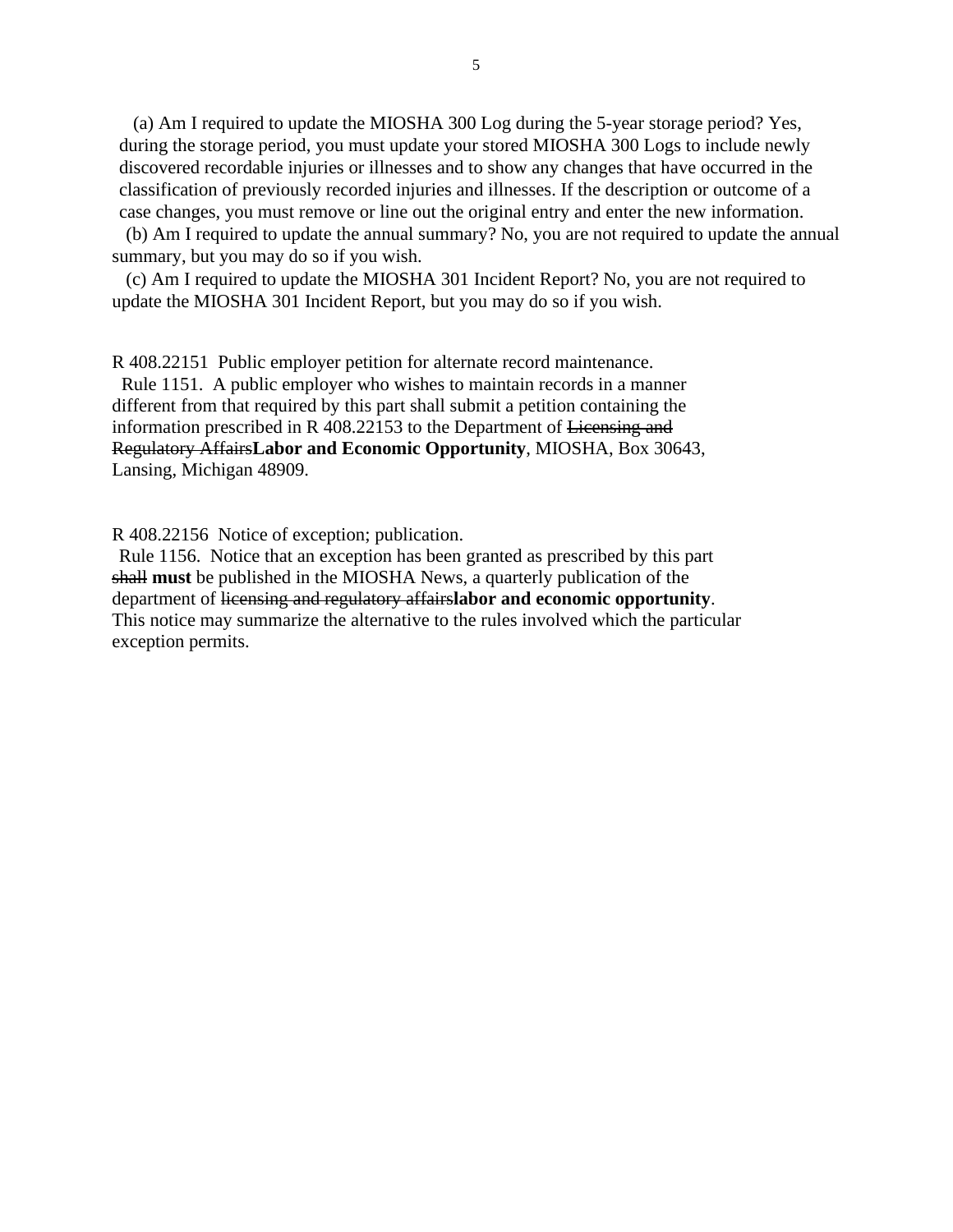(a) Am I required to update the MIOSHA 300 Log during the 5-year storage period? Yes, during the storage period, you must update your stored MIOSHA 300 Logs to include newly discovered recordable injuries or illnesses and to show any changes that have occurred in the classification of previously recorded injuries and illnesses. If the description or outcome of a case changes, you must remove or line out the original entry and enter the new information.

(b) Am I required to update the annual summary? No, you are not required to update the annual summary, but you may do so if you wish.

(c) Am I required to update the MIOSHA 301 Incident Report? No, you are not required to update the MIOSHA 301 Incident Report, but you may do so if you wish.

R 408.22151 Public employer petition for alternate record maintenance.

Rule 1151. A public employer who wishes to maintain records in a manner different from that required by this part shall submit a petition containing the information prescribed in R 408.22153 to the Department of ~~Licensing and Regulatory Affairs~~**Labor and Economic Opportunity**, MIOSHA, Box 30643, Lansing, Michigan 48909.

R 408.22156 Notice of exception; publication.

Rule 1156. Notice that an exception has been granted as prescribed by this part ~~shall~~ **must** be published in the MIOSHA News, a quarterly publication of the department of ~~licensing and regulatory affairs~~**labor and economic opportunity**. This notice may summarize the alternative to the rules involved which the particular exception permits.